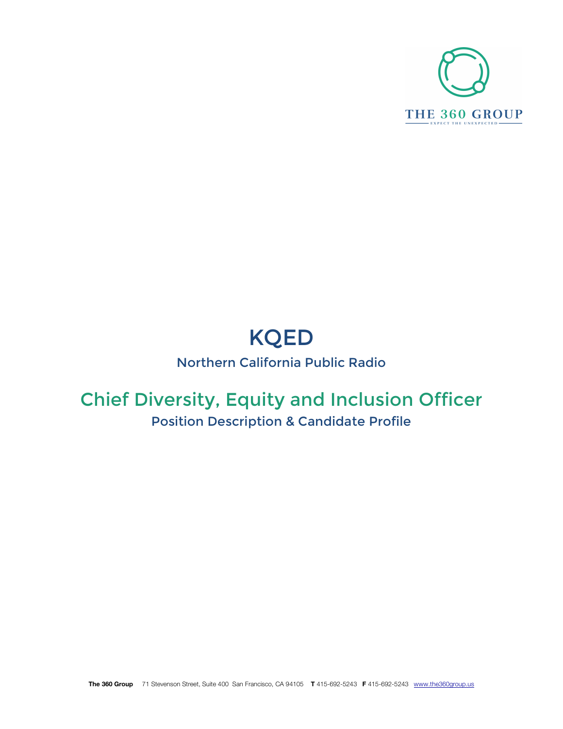THE 360 GROUP

EXPECT THE UNEXPECTED

# KQED

## Northern California Public Radio

# Chief Diversity, Equity and Inclusion Officer

## Position Description & Candidate Profile

**The 360 Group** 71 Stevenson Street, Suite 400 San Francisco, CA 94105 **T** 415-692-5243 **F** 415-692-5243 www.the360group.us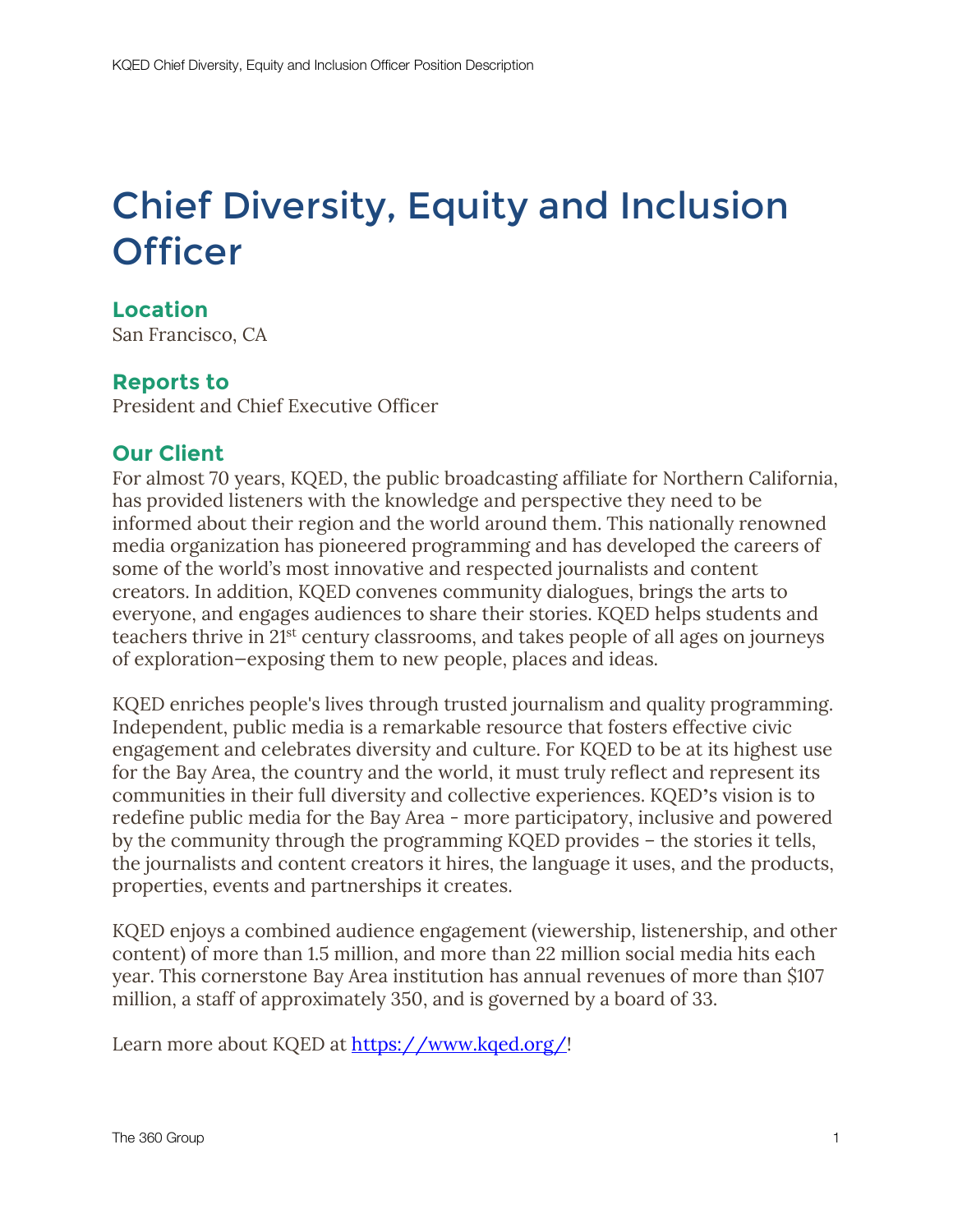# Chief Diversity, Equity and Inclusion Officer

## Location

San Francisco, CA

## Reports to

President and Chief Executive Officer

## Our Client

For almost 70 years, KQED, the public broadcasting affiliate for Northern California, has provided listeners with the knowledge and perspective they need to be informed about their region and the world around them. This nationally renowned media organization has pioneered programming and has developed the careers of some of the world's most innovative and respected journalists and content creators. In addition, KQED convenes community dialogues, brings the arts to everyone, and engages audiences to share their stories. KQED helps students and teachers thrive in 21st century classrooms, and takes people of all ages on journeys of exploration—exposing them to new people, places and ideas.

KQED enriches people's lives through trusted journalism and quality programming. Independent, public media is a remarkable resource that fosters effective civic engagement and celebrates diversity and culture. For KQED to be at its highest use for the Bay Area, the country and the world, it must truly reflect and represent its communities in their full diversity and collective experiences. KQED's vision is to redefine public media for the Bay Area - more participatory, inclusive and powered by the community through the programming KQED provides – the stories it tells, the journalists and content creators it hires, the language it uses, and the products, properties, events and partnerships it creates.

KQED enjoys a combined audience engagement (viewership, listenership, and other content) of more than 1.5 million, and more than 22 million social media hits each year. This cornerstone Bay Area institution has annual revenues of more than $107 million, a staff of approximately 350, and is governed by a board of 33.

Learn more about KQED at [https://www.kqed.org/](https://www.kqed.org/)!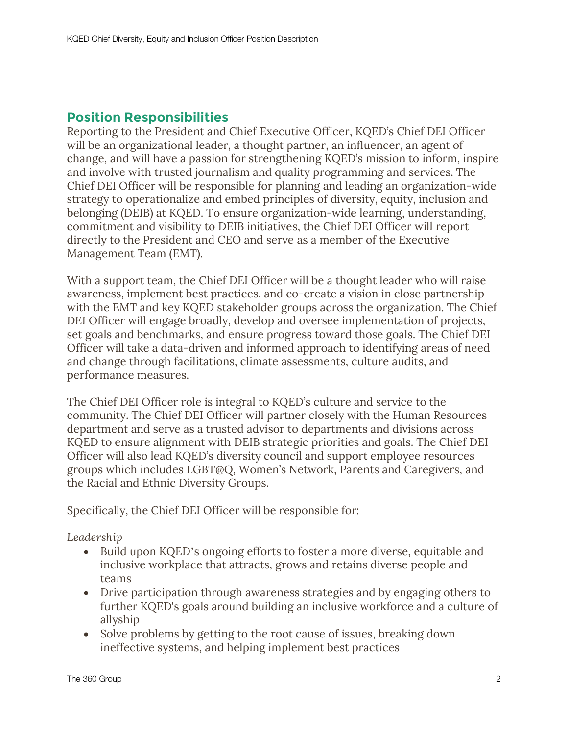## Position Responsibilities

Reporting to the President and Chief Executive Officer, KQED's Chief DEI Officer will be an organizational leader, a thought partner, an influencer, an agent of change, and will have a passion for strengthening KQED's mission to inform, inspire and involve with trusted journalism and quality programming and services. The Chief DEI Officer will be responsible for planning and leading an organization-wide strategy to operationalize and embed principles of diversity, equity, inclusion and belonging (DEIB) at KQED. To ensure organization-wide learning, understanding, commitment and visibility to DEIB initiatives, the Chief DEI Officer will report directly to the President and CEO and serve as a member of the Executive Management Team (EMT).

With a support team, the Chief DEI Officer will be a thought leader who will raise awareness, implement best practices, and co-create a vision in close partnership with the EMT and key KQED stakeholder groups across the organization. The Chief DEI Officer will engage broadly, develop and oversee implementation of projects, set goals and benchmarks, and ensure progress toward those goals. The Chief DEI Officer will take a data-driven and informed approach to identifying areas of need and change through facilitations, climate assessments, culture audits, and performance measures.

The Chief DEI Officer role is integral to KQED's culture and service to the community. The Chief DEI Officer will partner closely with the Human Resources department and serve as a trusted advisor to departments and divisions across KQED to ensure alignment with DEIB strategic priorities and goals. The Chief DEI Officer will also lead KQED's diversity council and support employee resources groups which includes LGBT@Q, Women's Network, Parents and Caregivers, and the Racial and Ethnic Diversity Groups.

Specifically, the Chief DEI Officer will be responsible for:

*Leadership*

- Build upon KQED's ongoing efforts to foster a more diverse, equitable and inclusive workplace that attracts, grows and retains diverse people and teams
- Drive participation through awareness strategies and by engaging others to further KQED's goals around building an inclusive workforce and a culture of allyship
- Solve problems by getting to the root cause of issues, breaking down ineffective systems, and helping implement best practices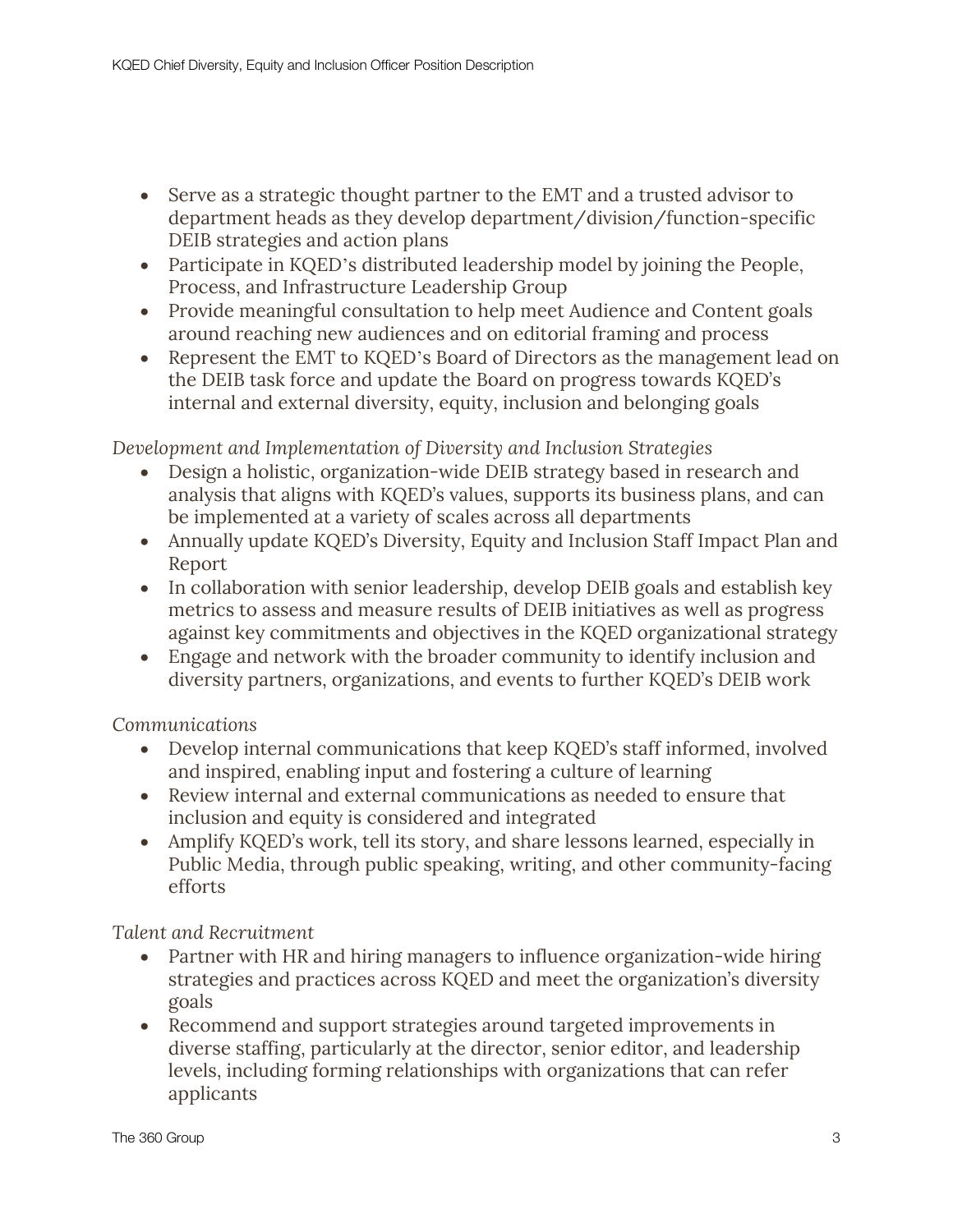- Serve as a strategic thought partner to the EMT and a trusted advisor to department heads as they develop department/division/function-specific DEIB strategies and action plans
- Participate in KQED's distributed leadership model by joining the People, Process, and Infrastructure Leadership Group
- Provide meaningful consultation to help meet Audience and Content goals around reaching new audiences and on editorial framing and process
- Represent the EMT to KQED's Board of Directors as the management lead on the DEIB task force and update the Board on progress towards KQED's internal and external diversity, equity, inclusion and belonging goals

*Development and Implementation of Diversity and Inclusion Strategies*

- Design a holistic, organization-wide DEIB strategy based in research and analysis that aligns with KQED's values, supports its business plans, and can be implemented at a variety of scales across all departments
- Annually update KQED's Diversity, Equity and Inclusion Staff Impact Plan and Report
- In collaboration with senior leadership, develop DEIB goals and establish key metrics to assess and measure results of DEIB initiatives as well as progress against key commitments and objectives in the KQED organizational strategy
- Engage and network with the broader community to identify inclusion and diversity partners, organizations, and events to further KQED's DEIB work

*Communications*

- Develop internal communications that keep KQED's staff informed, involved and inspired, enabling input and fostering a culture of learning
- Review internal and external communications as needed to ensure that inclusion and equity is considered and integrated
- Amplify KQED's work, tell its story, and share lessons learned, especially in Public Media, through public speaking, writing, and other community-facing efforts

*Talent and Recruitment*

- Partner with HR and hiring managers to influence organization-wide hiring strategies and practices across KQED and meet the organization's diversity goals
- Recommend and support strategies around targeted improvements in diverse staffing, particularly at the director, senior editor, and leadership levels, including forming relationships with organizations that can refer applicants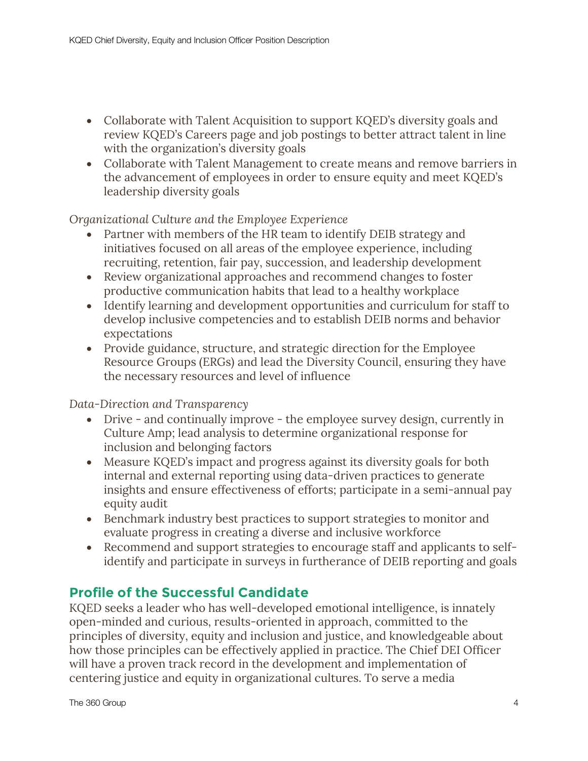- Collaborate with Talent Acquisition to support KQED's diversity goals and review KQED's Careers page and job postings to better attract talent in line with the organization's diversity goals
- Collaborate with Talent Management to create means and remove barriers in the advancement of employees in order to ensure equity and meet KQED's leadership diversity goals

*Organizational Culture and the Employee Experience*

- Partner with members of the HR team to identify DEIB strategy and initiatives focused on all areas of the employee experience, including recruiting, retention, fair pay, succession, and leadership development
- Review organizational approaches and recommend changes to foster productive communication habits that lead to a healthy workplace
- Identify learning and development opportunities and curriculum for staff to develop inclusive competencies and to establish DEIB norms and behavior expectations
- Provide guidance, structure, and strategic direction for the Employee Resource Groups (ERGs) and lead the Diversity Council, ensuring they have the necessary resources and level of influence

*Data-Direction and Transparency*

- Drive - and continually improve - the employee survey design, currently in Culture Amp; lead analysis to determine organizational response for inclusion and belonging factors
- Measure KQED's impact and progress against its diversity goals for both internal and external reporting using data-driven practices to generate insights and ensure effectiveness of efforts; participate in a semi-annual pay equity audit
- Benchmark industry best practices to support strategies to monitor and evaluate progress in creating a diverse and inclusive workforce
- Recommend and support strategies to encourage staff and applicants to self-identify and participate in surveys in furtherance of DEIB reporting and goals

## Profile of the Successful Candidate

KQED seeks a leader who has well-developed emotional intelligence, is innately open-minded and curious, results-oriented in approach, committed to the principles of diversity, equity and inclusion and justice, and knowledgeable about how those principles can be effectively applied in practice. The Chief DEI Officer will have a proven track record in the development and implementation of centering justice and equity in organizational cultures. To serve a media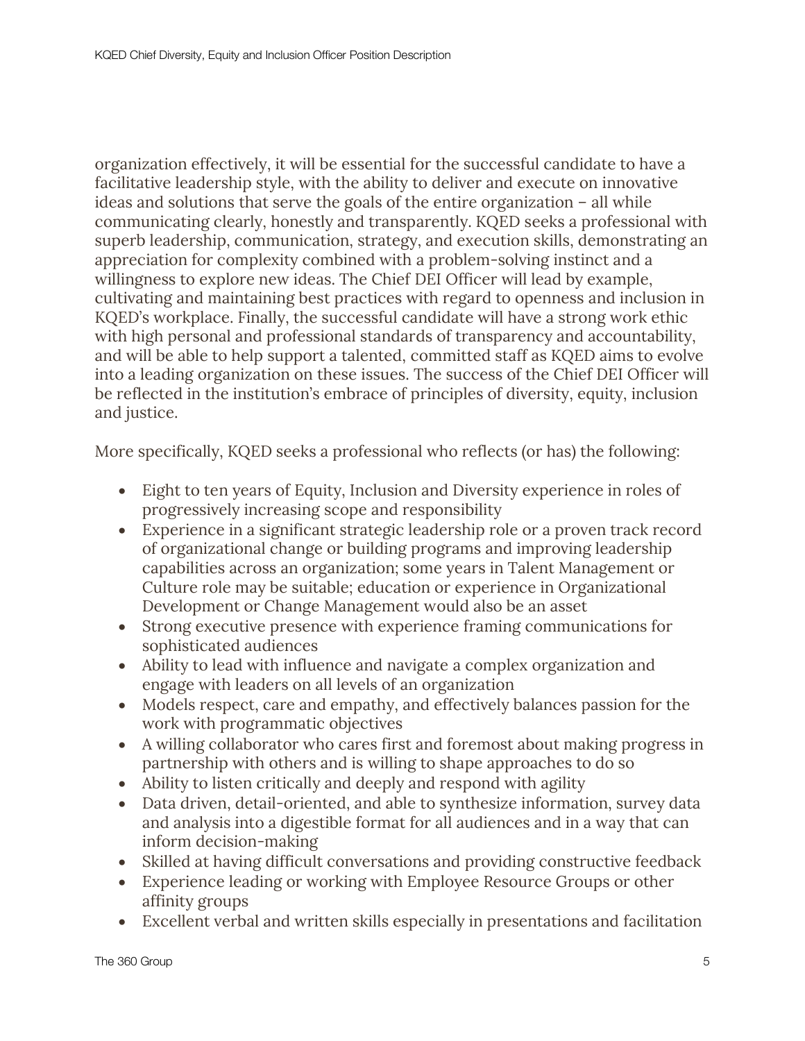organization effectively, it will be essential for the successful candidate to have a facilitative leadership style, with the ability to deliver and execute on innovative ideas and solutions that serve the goals of the entire organization – all while communicating clearly, honestly and transparently. KQED seeks a professional with superb leadership, communication, strategy, and execution skills, demonstrating an appreciation for complexity combined with a problem-solving instinct and a willingness to explore new ideas. The Chief DEI Officer will lead by example, cultivating and maintaining best practices with regard to openness and inclusion in KQED's workplace. Finally, the successful candidate will have a strong work ethic with high personal and professional standards of transparency and accountability, and will be able to help support a talented, committed staff as KQED aims to evolve into a leading organization on these issues. The success of the Chief DEI Officer will be reflected in the institution's embrace of principles of diversity, equity, inclusion and justice.

More specifically, KQED seeks a professional who reflects (or has) the following:

- Eight to ten years of Equity, Inclusion and Diversity experience in roles of progressively increasing scope and responsibility
- Experience in a significant strategic leadership role or a proven track record of organizational change or building programs and improving leadership capabilities across an organization; some years in Talent Management or Culture role may be suitable; education or experience in Organizational Development or Change Management would also be an asset
- Strong executive presence with experience framing communications for sophisticated audiences
- Ability to lead with influence and navigate a complex organization and engage with leaders on all levels of an organization
- Models respect, care and empathy, and effectively balances passion for the work with programmatic objectives
- A willing collaborator who cares first and foremost about making progress in partnership with others and is willing to shape approaches to do so
- Ability to listen critically and deeply and respond with agility
- Data driven, detail-oriented, and able to synthesize information, survey data and analysis into a digestible format for all audiences and in a way that can inform decision-making
- Skilled at having difficult conversations and providing constructive feedback
- Experience leading or working with Employee Resource Groups or other affinity groups
- Excellent verbal and written skills especially in presentations and facilitation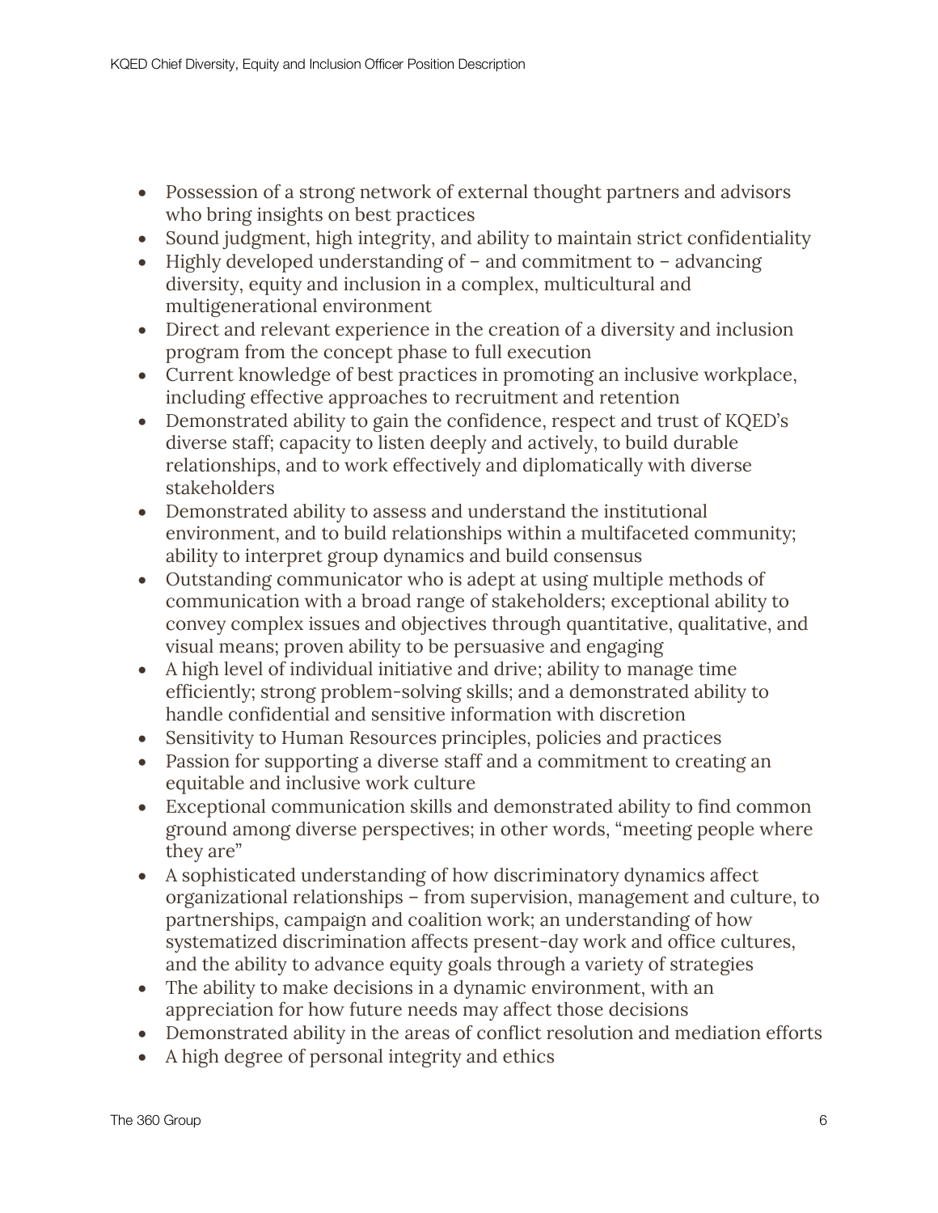- Possession of a strong network of external thought partners and advisors who bring insights on best practices
- Sound judgment, high integrity, and ability to maintain strict confidentiality
- Highly developed understanding of – and commitment to – advancing diversity, equity and inclusion in a complex, multicultural and multigenerational environment
- Direct and relevant experience in the creation of a diversity and inclusion program from the concept phase to full execution
- Current knowledge of best practices in promoting an inclusive workplace, including effective approaches to recruitment and retention
- Demonstrated ability to gain the confidence, respect and trust of KQED's diverse staff; capacity to listen deeply and actively, to build durable relationships, and to work effectively and diplomatically with diverse stakeholders
- Demonstrated ability to assess and understand the institutional environment, and to build relationships within a multifaceted community; ability to interpret group dynamics and build consensus
- Outstanding communicator who is adept at using multiple methods of communication with a broad range of stakeholders; exceptional ability to convey complex issues and objectives through quantitative, qualitative, and visual means; proven ability to be persuasive and engaging
- A high level of individual initiative and drive; ability to manage time efficiently; strong problem-solving skills; and a demonstrated ability to handle confidential and sensitive information with discretion
- Sensitivity to Human Resources principles, policies and practices
- Passion for supporting a diverse staff and a commitment to creating an equitable and inclusive work culture
- Exceptional communication skills and demonstrated ability to find common ground among diverse perspectives; in other words, "meeting people where they are"
- A sophisticated understanding of how discriminatory dynamics affect organizational relationships – from supervision, management and culture, to partnerships, campaign and coalition work; an understanding of how systematized discrimination affects present-day work and office cultures, and the ability to advance equity goals through a variety of strategies
- The ability to make decisions in a dynamic environment, with an appreciation for how future needs may affect those decisions
- Demonstrated ability in the areas of conflict resolution and mediation efforts
- A high degree of personal integrity and ethics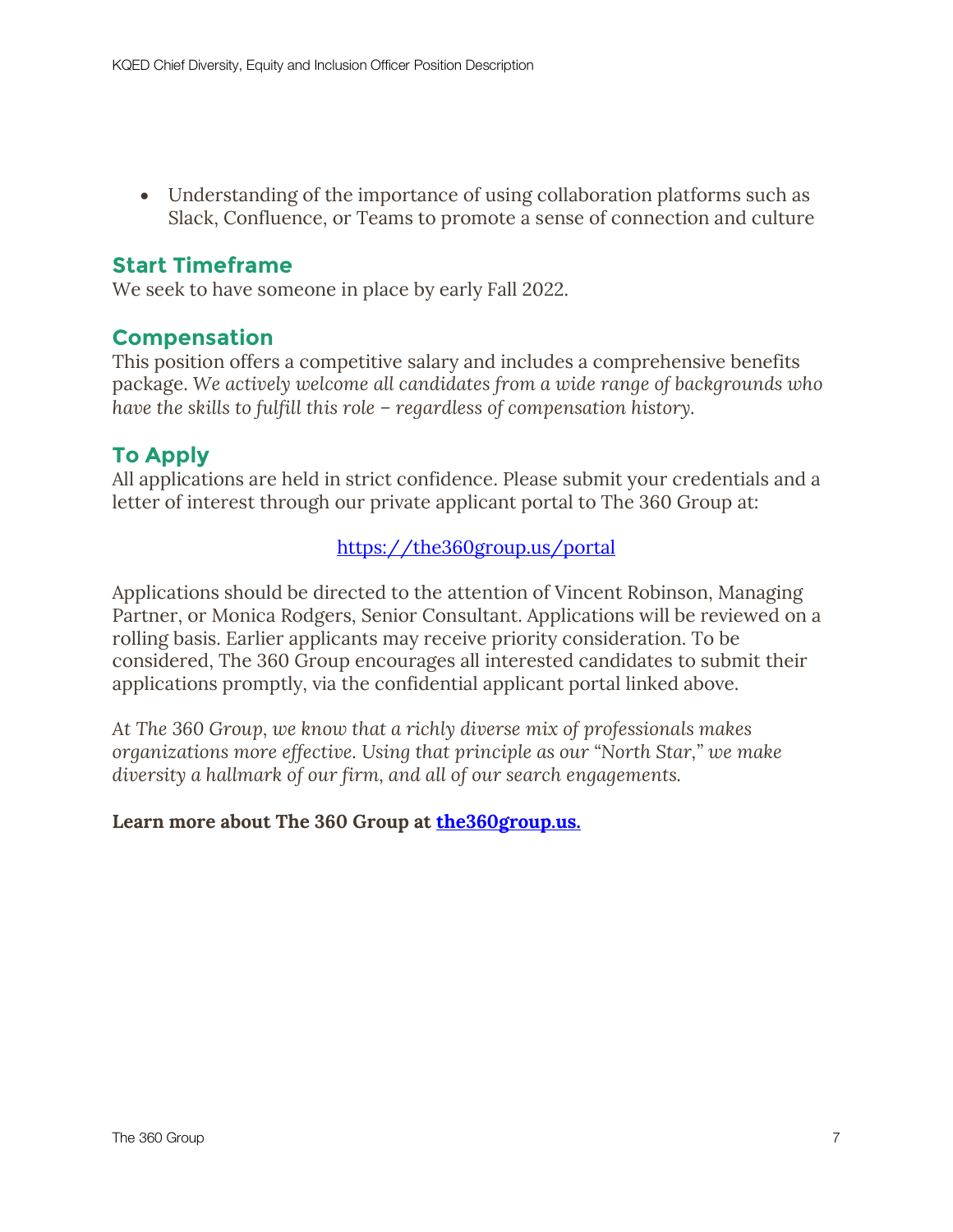- Understanding of the importance of using collaboration platforms such as Slack, Confluence, or Teams to promote a sense of connection and culture

## Start Timeframe

We seek to have someone in place by early Fall 2022.

## Compensation

This position offers a competitive salary and includes a comprehensive benefits package. *We actively welcome all candidates from a wide range of backgrounds who have the skills to fulfill this role – regardless of compensation history.*

## To Apply

All applications are held in strict confidence. Please submit your credentials and a letter of interest through our private applicant portal to The 360 Group at:

https://the360group.us/portal

Applications should be directed to the attention of Vincent Robinson, Managing Partner, or Monica Rodgers, Senior Consultant. Applications will be reviewed on a rolling basis. Earlier applicants may receive priority consideration. To be considered, The 360 Group encourages all interested candidates to submit their applications promptly, via the confidential applicant portal linked above.

*At The 360 Group, we know that a richly diverse mix of professionals makes organizations more effective. Using that principle as our "North Star," we make diversity a hallmark of our firm, and all of our search engagements.*

**Learn more about The 360 Group at the360group.us.**